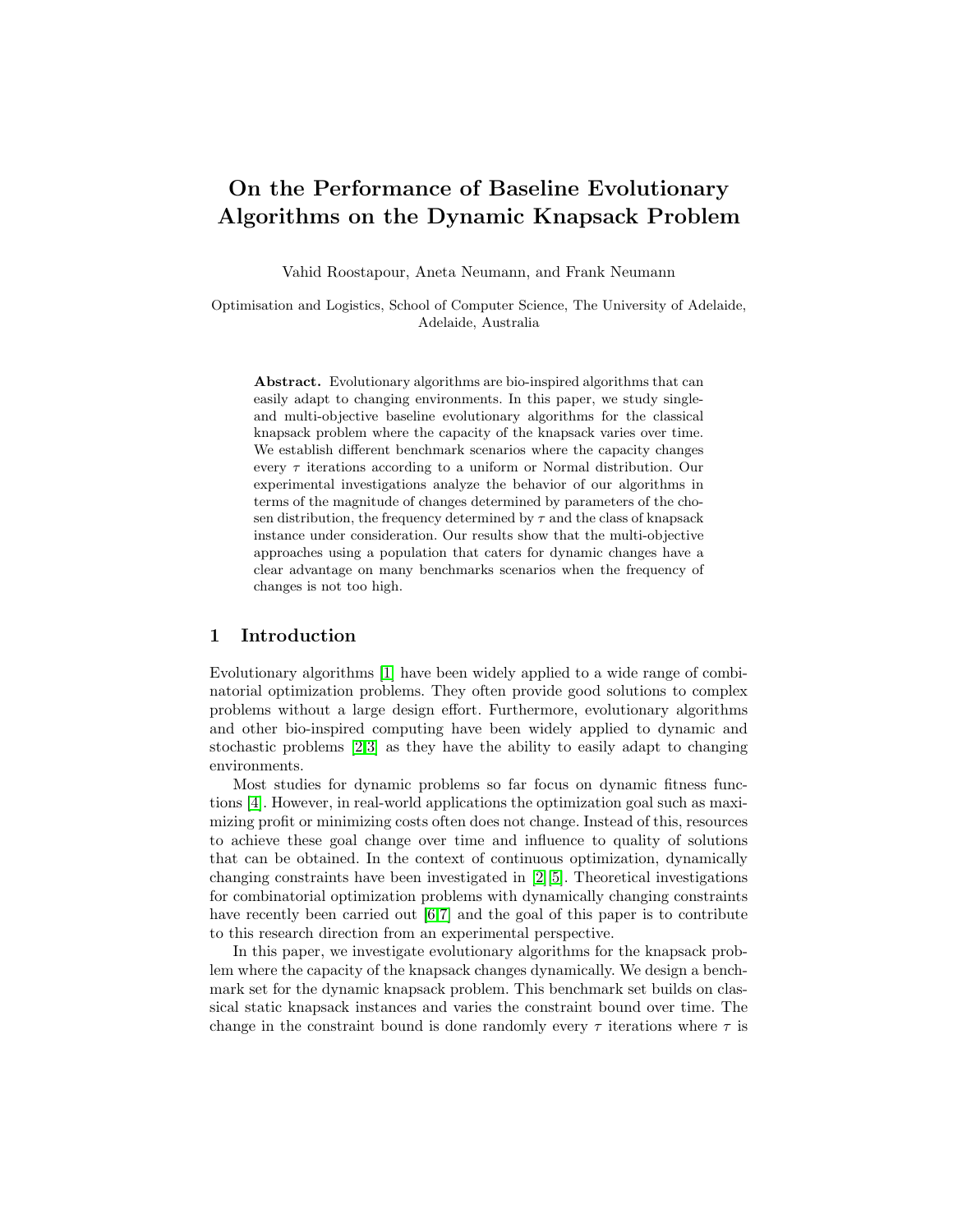# On the Performance of Baseline Evolutionary Algorithms on the Dynamic Knapsack Problem

Vahid Roostapour, Aneta Neumann, and Frank Neumann

Optimisation and Logistics, School of Computer Science, The University of Adelaide, Adelaide, Australia

**Abstract.** Evolutionary algorithms are bio-inspired algorithms that can easily adapt to changing environments. In this paper, we study single- and multi-objective baseline evolutionary algorithms for the classical knapsack problem where the capacity of the knapsack varies over time. We establish different benchmark scenarios where the capacity changes every $\tau$ iterations according to a uniform or Normal distribution. Our experimental investigations analyze the behavior of our algorithms in terms of the magnitude of changes determined by parameters of the chosen distribution, the frequency determined by $\tau$ and the class of knapsack instance under consideration. Our results show that the multi-objective approaches using a population that caters for dynamic changes have a clear advantage on many benchmarks scenarios when the frequency of changes is not too high.

## 1 Introduction

Evolutionary algorithms [1] have been widely applied to a wide range of combinatorial optimization problems. They often provide good solutions to complex problems without a large design effort. Furthermore, evolutionary algorithms and other bio-inspired computing have been widely applied to dynamic and stochastic problems [2,3] as they have the ability to easily adapt to changing environments.

Most studies for dynamic problems so far focus on dynamic fitness functions [4]. However, in real-world applications the optimization goal such as maximizing profit or minimizing costs often does not change. Instead of this, resources to achieve these goal change over time and influence to quality of solutions that can be obtained. In the context of continuous optimization, dynamically changing constraints have been investigated in [2,5]. Theoretical investigations for combinatorial optimization problems with dynamically changing constraints have recently been carried out [6,7] and the goal of this paper is to contribute to this research direction from an experimental perspective.

In this paper, we investigate evolutionary algorithms for the knapsack problem where the capacity of the knapsack changes dynamically. We design a benchmark set for the dynamic knapsack problem. This benchmark set builds on classical static knapsack instances and varies the constraint bound over time. The change in the constraint bound is done randomly every $\tau$ iterations where $\tau$ is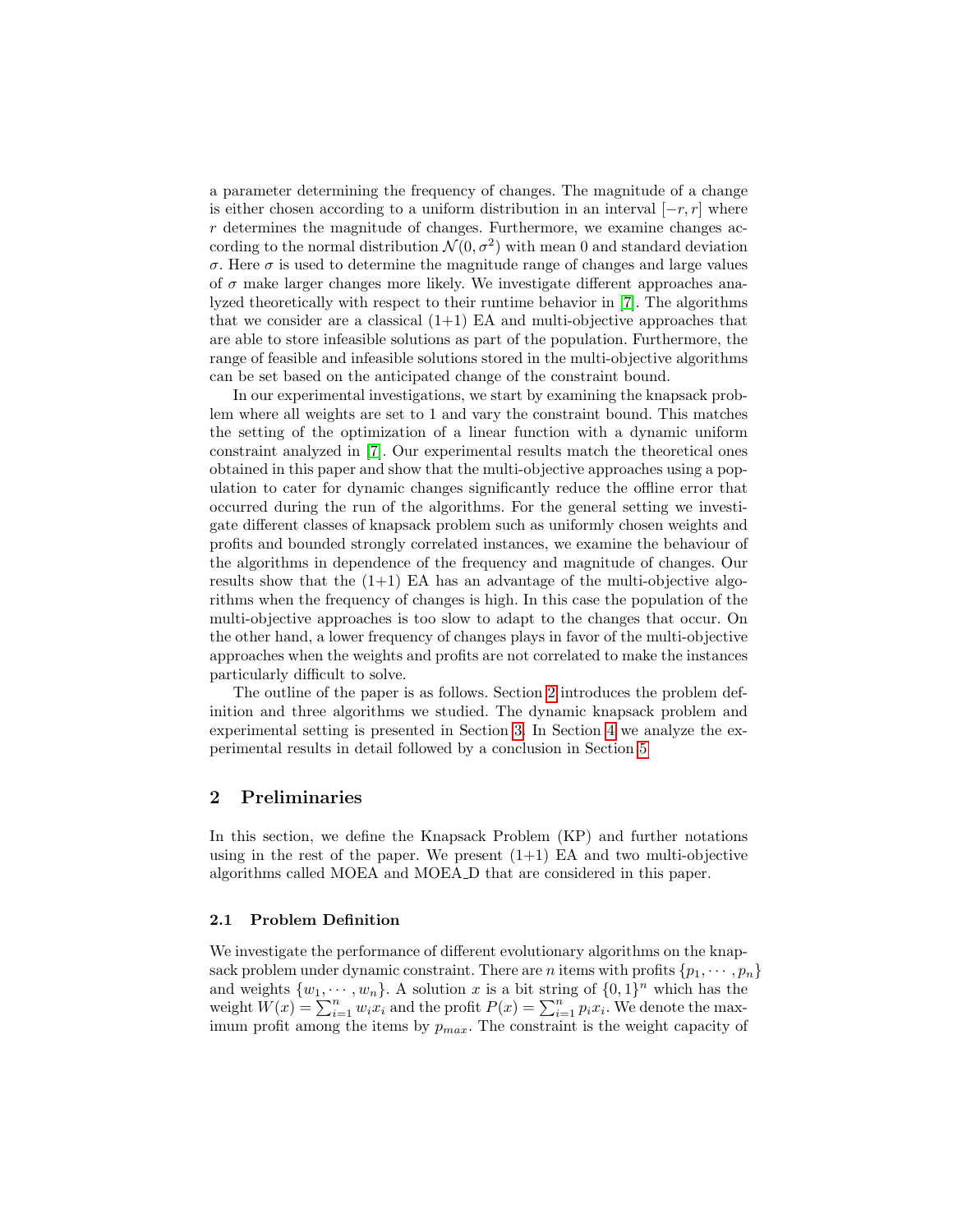a parameter determining the frequency of changes. The magnitude of a change is either chosen according to a uniform distribution in an interval $[-r, r]$ where $r$ determines the magnitude of changes. Furthermore, we examine changes according to the normal distribution $\mathcal{N}(0, \sigma^2)$ with mean 0 and standard deviation $\sigma$. Here $\sigma$ is used to determine the magnitude range of changes and large values of $\sigma$ make larger changes more likely. We investigate different approaches analyzed theoretically with respect to their runtime behavior in [7]. The algorithms that we consider are a classical (1+1) EA and multi-objective approaches that are able to store infeasible solutions as part of the population. Furthermore, the range of feasible and infeasible solutions stored in the multi-objective algorithms can be set based on the anticipated change of the constraint bound.

In our experimental investigations, we start by examining the knapsack problem where all weights are set to 1 and vary the constraint bound. This matches the setting of the optimization of a linear function with a dynamic uniform constraint analyzed in [7]. Our experimental results match the theoretical ones obtained in this paper and show that the multi-objective approaches using a population to cater for dynamic changes significantly reduce the offline error that occurred during the run of the algorithms. For the general setting we investigate different classes of knapsack problem such as uniformly chosen weights and profits and bounded strongly correlated instances, we examine the behaviour of the algorithms in dependence of the frequency and magnitude of changes. Our results show that the (1+1) EA has an advantage of the multi-objective algorithms when the frequency of changes is high. In this case the population of the multi-objective approaches is too slow to adapt to the changes that occur. On the other hand, a lower frequency of changes plays in favor of the multi-objective approaches when the weights and profits are not correlated to make the instances particularly difficult to solve.

The outline of the paper is as follows. Section 2 introduces the problem definition and three algorithms we studied. The dynamic knapsack problem and experimental setting is presented in Section 3. In Section 4 we analyze the experimental results in detail followed by a conclusion in Section 5.

## 2 Preliminaries

In this section, we define the Knapsack Problem (KP) and further notations using in the rest of the paper. We present (1+1) EA and two multi-objective algorithms called MOEA and MOEA_D that are considered in this paper.

### 2.1 Problem Definition

We investigate the performance of different evolutionary algorithms on the knapsack problem under dynamic constraint. There are $n$ items with profits $\{p_1, \cdots, p_n\}$ and weights $\{w_1, \cdots, w_n\}$. A solution $x$ is a bit string of $\{0, 1\}^n$ which has the weight $W(x) = \sum_{i=1}^{n} w_i x_i$ and the profit $P(x) = \sum_{i=1}^{n} p_i x_i$. We denote the maximum profit among the items by $p_{max}$. The constraint is the weight capacity of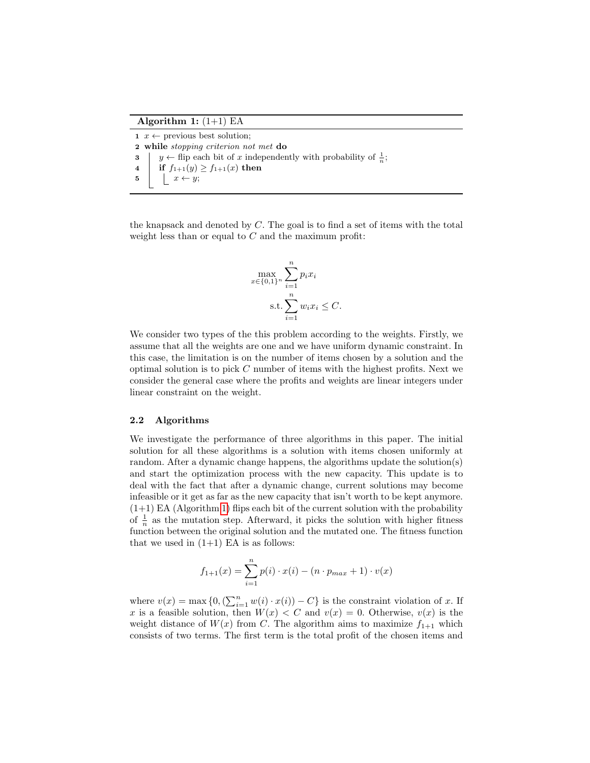**Algorithm 1:** (1+1) EA

```
1 x ← previous best solution;
2 while stopping criterion not met do
3     y ← flip each bit of x independently with probability of 1/n;
4     if f_{1+1}(y) ≥ f_{1+1}(x) then
5         x ← y;
```

the knapsack and denoted by $C$. The goal is to find a set of items with the total weight less than or equal to $C$ and the maximum profit:

$$\max_{x \in \{0,1\}^n} \sum_{i=1}^{n} p_i x_i$$

$$\text{s.t.} \sum_{i=1}^{n} w_i x_i \leq C.$$

We consider two types of the this problem according to the weights. Firstly, we assume that all the weights are one and we have uniform dynamic constraint. In this case, the limitation is on the number of items chosen by a solution and the optimal solution is to pick $C$ number of items with the highest profits. Next we consider the general case where the profits and weights are linear integers under linear constraint on the weight.

### 2.2 Algorithms

We investigate the performance of three algorithms in this paper. The initial solution for all these algorithms is a solution with items chosen uniformly at random. After a dynamic change happens, the algorithms update the solution(s) and start the optimization process with the new capacity. This update is to deal with the fact that after a dynamic change, current solutions may become infeasible or it get as far as the new capacity that isn't worth to be kept anymore. (1+1) EA (Algorithm 1) flips each bit of the current solution with the probability of $\frac{1}{n}$ as the mutation step. Afterward, it picks the solution with higher fitness function between the original solution and the mutated one. The fitness function that we used in (1+1) EA is as follows:

$$f_{1+1}(x) = \sum_{i=1}^{n} p(i) \cdot x(i) - (n \cdot p_{max} + 1) \cdot v(x)$$

where $v(x) = \max\{0, (\sum_{i=1}^{n} w(i) \cdot x(i)) - C\}$ is the constraint violation of $x$. If $x$ is a feasible solution, then $W(x) < C$ and $v(x) = 0$. Otherwise, $v(x)$ is the weight distance of $W(x)$ from $C$. The algorithm aims to maximize $f_{1+1}$ which consists of two terms. The first term is the total profit of the chosen items and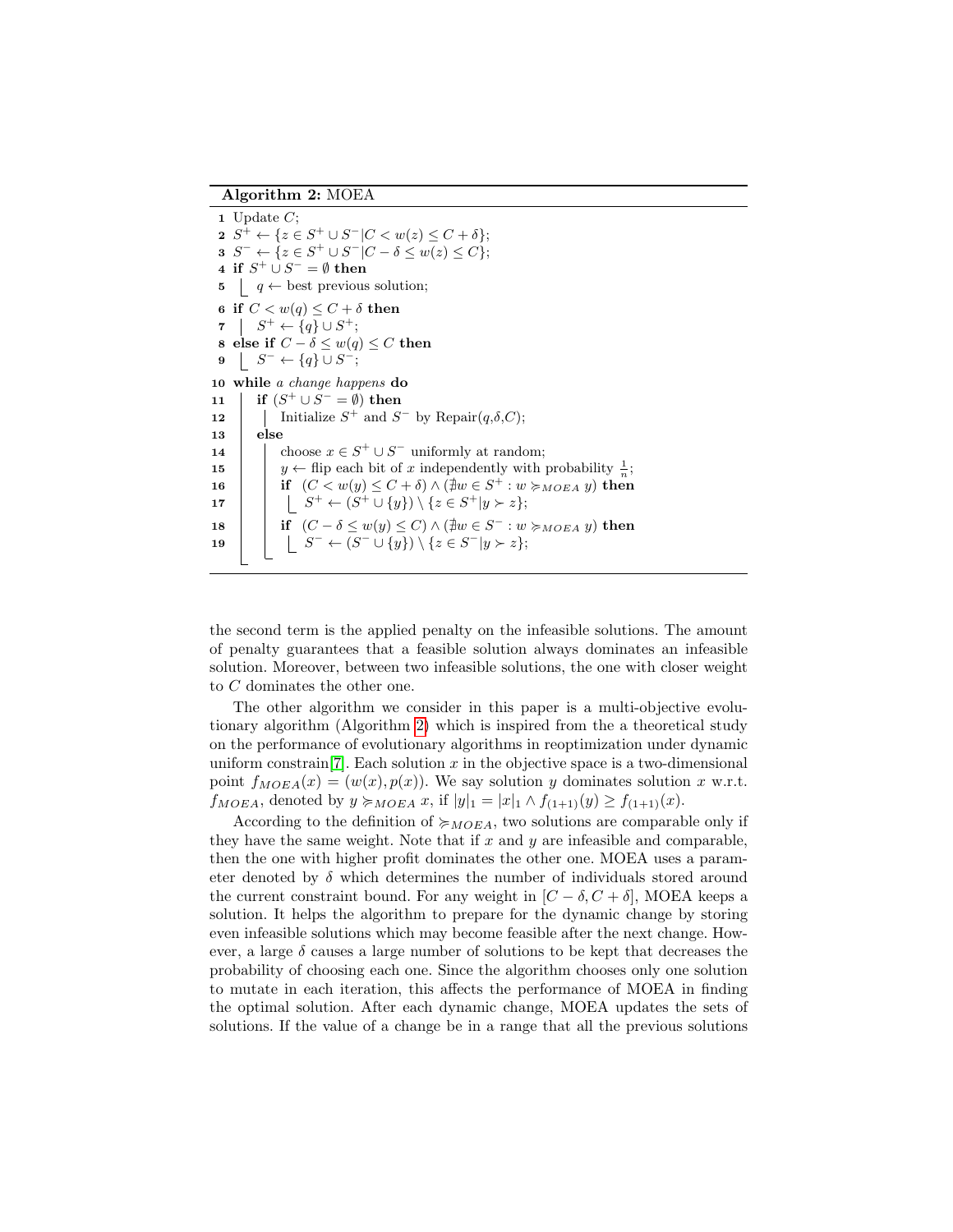**Algorithm 2:** MOEA

```
1  Update C;
2  S+ ← {z ∈ S+ ∪ S− | C < w(z) ≤ C + δ};
3  S− ← {z ∈ S+ ∪ S− | C − δ ≤ w(z) ≤ C};
4  if S+ ∪ S− = ∅ then
5      q ← best previous solution;
6  if C < w(q) ≤ C + δ then
7      S+ ← {q} ∪ S+;
8  else if C − δ ≤ w(q) ≤ C then
9      S− ← {q} ∪ S−;
10 while a change happens do
11     if (S+ ∪ S− = ∅) then
12         Initialize S+ and S− by Repair(q,δ,C);
13     else
14         choose x ∈ S+ ∪ S− uniformly at random;
15         y ← flip each bit of x independently with probability 1/n;
16         if (C < w(y) ≤ C + δ) ∧ (∄w ∈ S+ : w ≽_MOEA y) then
17             S+ ← (S+ ∪ {y}) \ {z ∈ S+ | y ≻ z};
18         if (C − δ ≤ w(y) ≤ C) ∧ (∄w ∈ S− : w ≽_MOEA y) then
19             S− ← (S− ∪ {y}) \ {z ∈ S− | y ≻ z};
```

the second term is the applied penalty on the infeasible solutions. The amount of penalty guarantees that a feasible solution always dominates an infeasible solution. Moreover, between two infeasible solutions, the one with closer weight to $C$ dominates the other one.

The other algorithm we consider in this paper is a multi-objective evolutionary algorithm (Algorithm 2) which is inspired from the a theoretical study on the performance of evolutionary algorithms in reoptimization under dynamic uniform constrain[7]. Each solution $x$ in the objective space is a two-dimensional point $f_{MOEA}(x) = (w(x), p(x))$. We say solution $y$ dominates solution $x$ w.r.t. $f_{MOEA}$, denoted by $y \succcurlyeq_{MOEA} x$, if $|y|_1 = |x|_1 \wedge f_{(1+1)}(y) \geq f_{(1+1)}(x)$.

According to the definition of $\succcurlyeq_{MOEA}$, two solutions are comparable only if they have the same weight. Note that if $x$ and $y$ are infeasible and comparable, then the one with higher profit dominates the other one. MOEA uses a parameter denoted by $\delta$ which determines the number of individuals stored around the current constraint bound. For any weight in $[C - \delta, C + \delta]$, MOEA keeps a solution. It helps the algorithm to prepare for the dynamic change by storing even infeasible solutions which may become feasible after the next change. However, a large $\delta$ causes a large number of solutions to be kept that decreases the probability of choosing each one. Since the algorithm chooses only one solution to mutate in each iteration, this affects the performance of MOEA in finding the optimal solution. After each dynamic change, MOEA updates the sets of solutions. If the value of a change be in a range that all the previous solutions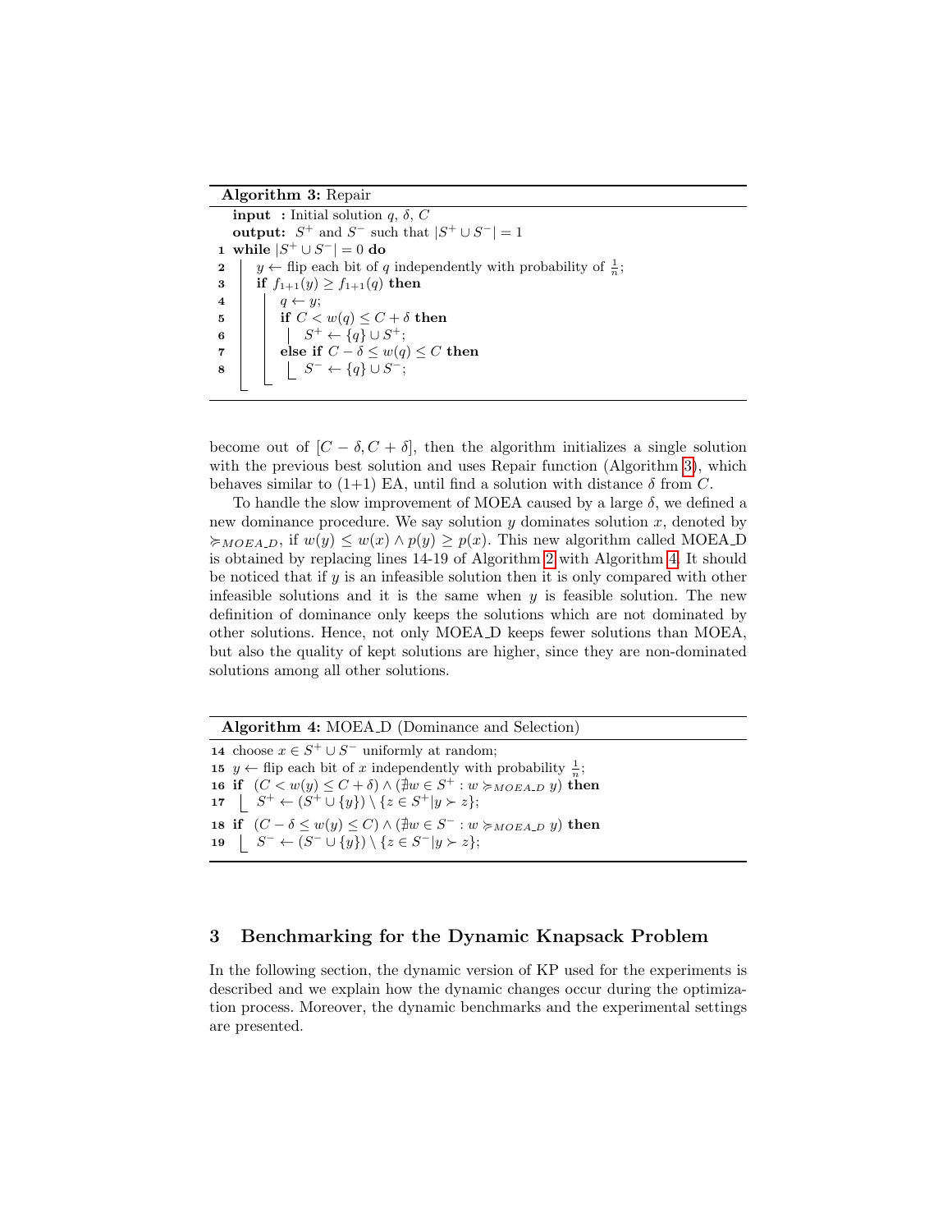**Algorithm 3:** Repair

```
   input : Initial solution q, δ, C
   output: S⁺ and S⁻ such that |S⁺ ∪ S⁻| = 1
1  while |S⁺ ∪ S⁻| = 0 do
2      y ← flip each bit of q independently with probability of 1/n;
3      if f_{1+1}(y) ≥ f_{1+1}(q) then
4          q ← y;
5          if C < w(q) ≤ C + δ then
6              S⁺ ← {q} ∪ S⁺;
7          else if C − δ ≤ w(q) ≤ C then
8              S⁻ ← {q} ∪ S⁻;
```

become out of $[C - \delta, C + \delta]$, then the algorithm initializes a single solution with the previous best solution and uses Repair function (Algorithm 3), which behaves similar to (1+1) EA, until find a solution with distance $\delta$ from $C$.

To handle the slow improvement of MOEA caused by a large $\delta$, we defined a new dominance procedure. We say solution $y$ dominates solution $x$, denoted by $\succcurlyeq_{MOEA\_D}$, if $w(y) \leq w(x) \wedge p(y) \geq p(x)$. This new algorithm called MOEA_D is obtained by replacing lines 14-19 of Algorithm 2 with Algorithm 4. It should be noticed that if $y$ is an infeasible solution then it is only compared with other infeasible solutions and it is the same when $y$ is feasible solution. The new definition of dominance only keeps the solutions which are not dominated by other solutions. Hence, not only MOEA_D keeps fewer solutions than MOEA, but also the quality of kept solutions are higher, since they are non-dominated solutions among all other solutions.

**Algorithm 4:** MOEA_D (Dominance and Selection)

```
14 choose x ∈ S⁺ ∪ S⁻ uniformly at random;
15 y ← flip each bit of x independently with probability 1/n;
16 if (C < w(y) ≤ C + δ) ∧ (∄w ∈ S⁺ : w ≽_{MOEA_D} y) then
17     S⁺ ← (S⁺ ∪ {y}) \ {z ∈ S⁺ | y ≻ z};
18 if (C − δ ≤ w(y) ≤ C) ∧ (∄w ∈ S⁻ : w ≽_{MOEA_D} y) then
19     S⁻ ← (S⁻ ∪ {y}) \ {z ∈ S⁻ | y ≻ z};
```

## 3 Benchmarking for the Dynamic Knapsack Problem

In the following section, the dynamic version of KP used for the experiments is described and we explain how the dynamic changes occur during the optimization process. Moreover, the dynamic benchmarks and the experimental settings are presented.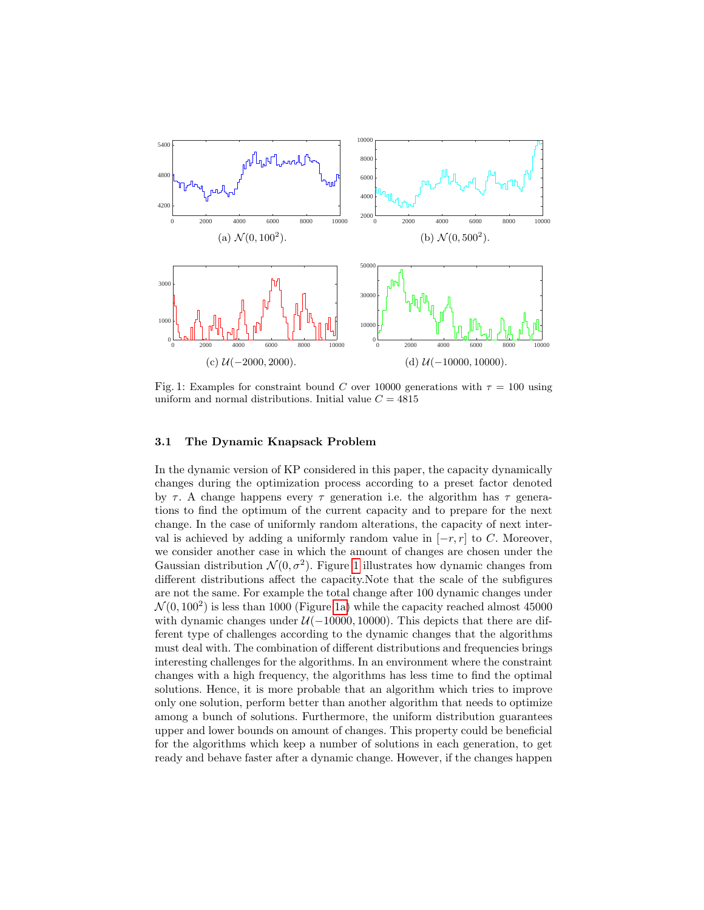(a) $\mathcal{N}(0, 100^2)$.

(b) $\mathcal{N}(0, 500^2)$.

(c) $\mathcal{U}(-2000, 2000)$.

(d) $\mathcal{U}(-10000, 10000)$.

Fig. 1: Examples for constraint bound $C$ over 10000 generations with $\tau = 100$ using uniform and normal distributions. Initial value $C = 4815$

### 3.1 The Dynamic Knapsack Problem

In the dynamic version of KP considered in this paper, the capacity dynamically changes during the optimization process according to a preset factor denoted by $\tau$. A change happens every $\tau$ generation i.e. the algorithm has $\tau$ generations to find the optimum of the current capacity and to prepare for the next change. In the case of uniformly random alterations, the capacity of next interval is achieved by adding a uniformly random value in $[-r, r]$ to $C$. Moreover, we consider another case in which the amount of changes are chosen under the Gaussian distribution $\mathcal{N}(0, \sigma^2)$. Figure 1 illustrates how dynamic changes from different distributions affect the capacity.Note that the scale of the subfigures are not the same. For example the total change after 100 dynamic changes under $\mathcal{N}(0, 100^2)$ is less than 1000 (Figure 1a) while the capacity reached almost 45000 with dynamic changes under $\mathcal{U}(-10000, 10000)$. This depicts that there are different type of challenges according to the dynamic changes that the algorithms must deal with. The combination of different distributions and frequencies brings interesting challenges for the algorithms. In an environment where the constraint changes with a high frequency, the algorithms has less time to find the optimal solutions. Hence, it is more probable that an algorithm which tries to improve only one solution, perform better than another algorithm that needs to optimize among a bunch of solutions. Furthermore, the uniform distribution guarantees upper and lower bounds on amount of changes. This property could be beneficial for the algorithms which keep a number of solutions in each generation, to get ready and behave faster after a dynamic change. However, if the changes happen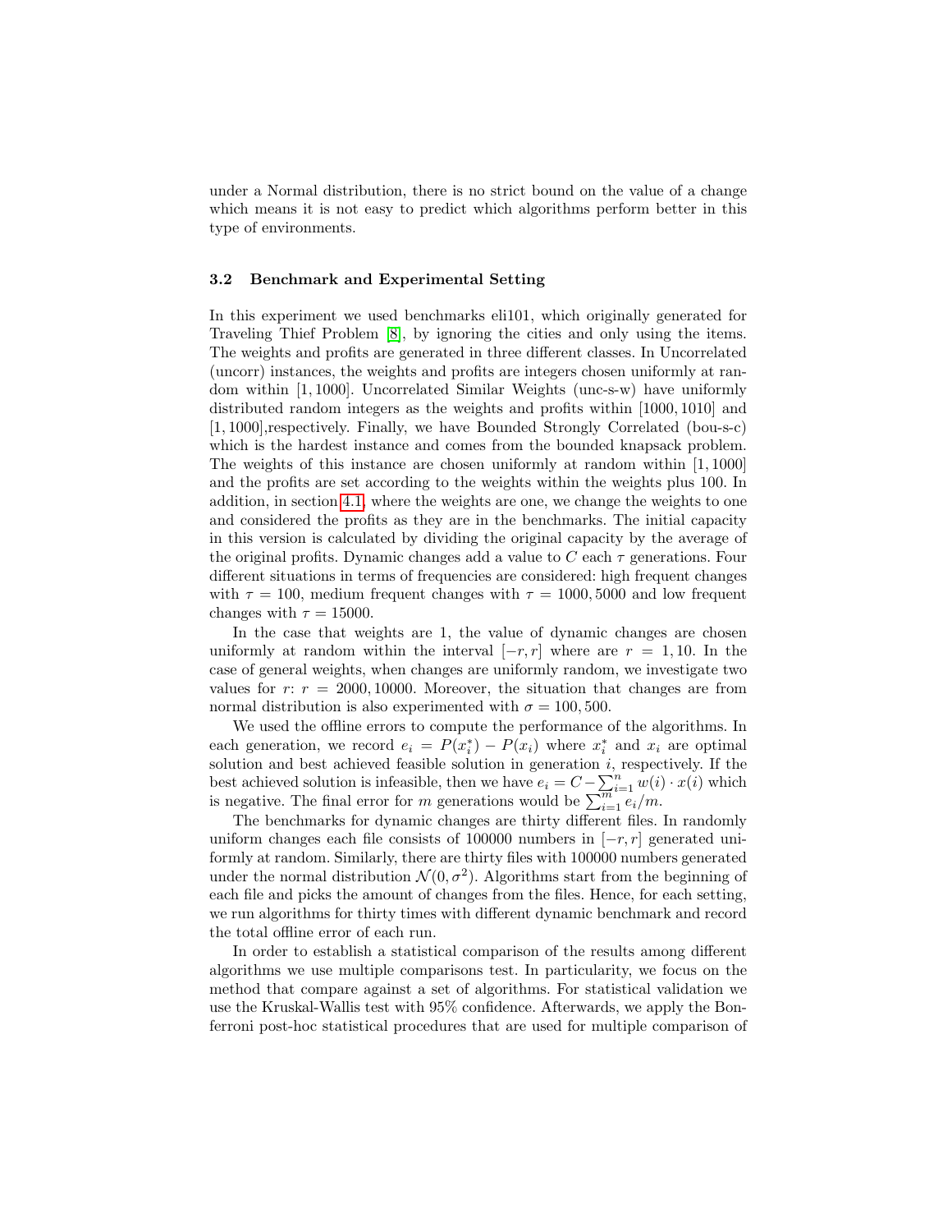under a Normal distribution, there is no strict bound on the value of a change which means it is not easy to predict which algorithms perform better in this type of environments.

### 3.2 Benchmark and Experimental Setting

In this experiment we used benchmarks eli101, which originally generated for Traveling Thief Problem [8], by ignoring the cities and only using the items. The weights and profits are generated in three different classes. In Uncorrelated (uncorr) instances, the weights and profits are integers chosen uniformly at random within $[1, 1000]$. Uncorrelated Similar Weights (unc-s-w) have uniformly distributed random integers as the weights and profits within $[1000, 1010]$ and $[1, 1000]$,respectively. Finally, we have Bounded Strongly Correlated (bou-s-c) which is the hardest instance and comes from the bounded knapsack problem. The weights of this instance are chosen uniformly at random within $[1, 1000]$ and the profits are set according to the weights within the weights plus 100. In addition, in section 4.1, where the weights are one, we change the weights to one and considered the profits as they are in the benchmarks. The initial capacity in this version is calculated by dividing the original capacity by the average of the original profits. Dynamic changes add a value to $C$ each $\tau$ generations. Four different situations in terms of frequencies are considered: high frequent changes with $\tau = 100$, medium frequent changes with $\tau = 1000, 5000$ and low frequent changes with $\tau = 15000$.

In the case that weights are 1, the value of dynamic changes are chosen uniformly at random within the interval $[-r, r]$ where are $r = 1, 10$. In the case of general weights, when changes are uniformly random, we investigate two values for $r$: $r = 2000, 10000$. Moreover, the situation that changes are from normal distribution is also experimented with $\sigma = 100, 500$.

We used the offline errors to compute the performance of the algorithms. In each generation, we record $e_i = P(x_i^*) - P(x_i)$ where $x_i^*$ and $x_i$ are optimal solution and best achieved feasible solution in generation $i$, respectively. If the best achieved solution is infeasible, then we have $e_i = C - \sum_{i=1}^{n} w(i) \cdot x(i)$ which is negative. The final error for $m$ generations would be $\sum_{i=1}^{m} e_i / m$.

The benchmarks for dynamic changes are thirty different files. In randomly uniform changes each file consists of 100000 numbers in $[-r, r]$ generated uniformly at random. Similarly, there are thirty files with 100000 numbers generated under the normal distribution $\mathcal{N}(0, \sigma^2)$. Algorithms start from the beginning of each file and picks the amount of changes from the files. Hence, for each setting, we run algorithms for thirty times with different dynamic benchmark and record the total offline error of each run.

In order to establish a statistical comparison of the results among different algorithms we use multiple comparisons test. In particularity, we focus on the method that compare against a set of algorithms. For statistical validation we use the Kruskal-Wallis test with 95% confidence. Afterwards, we apply the Bonferroni post-hoc statistical procedures that are used for multiple comparison of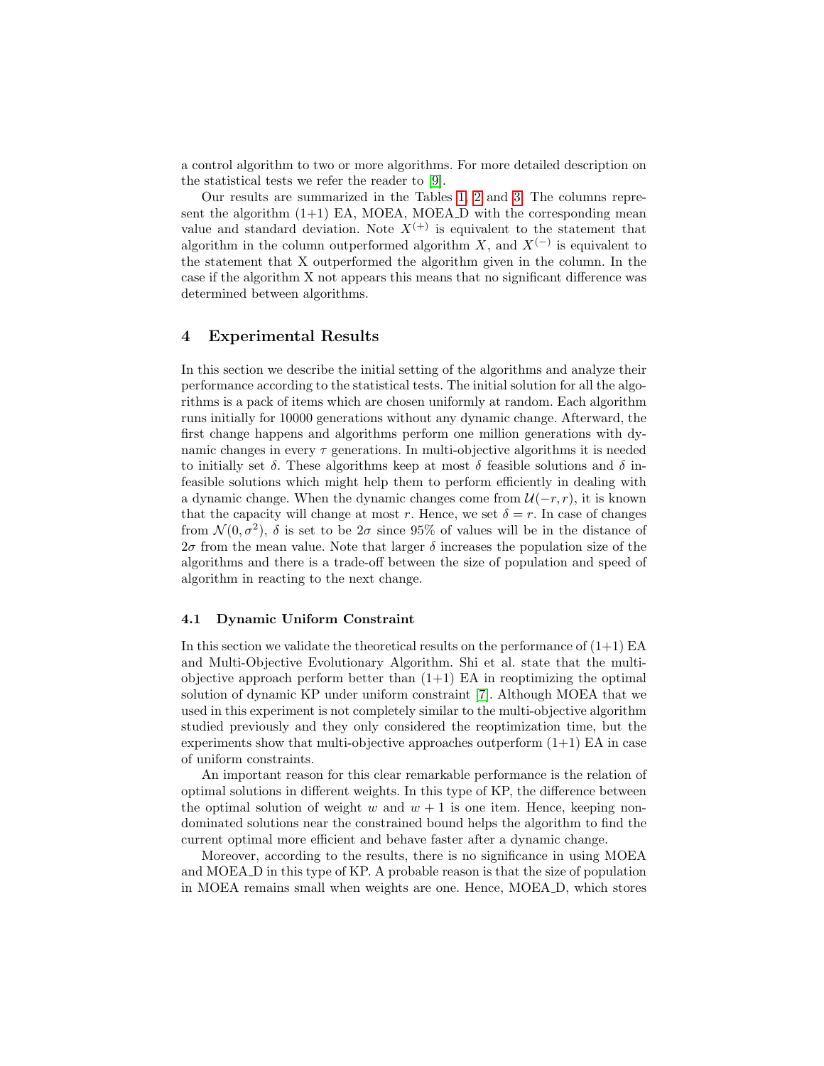a control algorithm to two or more algorithms. For more detailed description on the statistical tests we refer the reader to [9].

Our results are summarized in the Tables 1, 2 and 3. The columns represent the algorithm (1+1) EA, MOEA, MOEA_D with the corresponding mean value and standard deviation. Note $X^{(+)}$ is equivalent to the statement that algorithm in the column outperformed algorithm $X$, and $X^{(-)}$ is equivalent to the statement that X outperformed the algorithm given in the column. In the case if the algorithm X not appears this means that no significant difference was determined between algorithms.

## 4 Experimental Results

In this section we describe the initial setting of the algorithms and analyze their performance according to the statistical tests. The initial solution for all the algorithms is a pack of items which are chosen uniformly at random. Each algorithm runs initially for 10000 generations without any dynamic change. Afterward, the first change happens and algorithms perform one million generations with dynamic changes in every $\tau$ generations. In multi-objective algorithms it is needed to initially set $\delta$. These algorithms keep at most $\delta$ feasible solutions and $\delta$ infeasible solutions which might help them to perform efficiently in dealing with a dynamic change. When the dynamic changes come from $\mathcal{U}(-r, r)$, it is known that the capacity will change at most $r$. Hence, we set $\delta = r$. In case of changes from $\mathcal{N}(0, \sigma^2)$, $\delta$ is set to be $2\sigma$ since 95% of values will be in the distance of $2\sigma$ from the mean value. Note that larger $\delta$ increases the population size of the algorithms and there is a trade-off between the size of population and speed of algorithm in reacting to the next change.

### 4.1 Dynamic Uniform Constraint

In this section we validate the theoretical results on the performance of (1+1) EA and Multi-Objective Evolutionary Algorithm. Shi et al. state that the multi-objective approach perform better than (1+1) EA in reoptimizing the optimal solution of dynamic KP under uniform constraint [7]. Although MOEA that we used in this experiment is not completely similar to the multi-objective algorithm studied previously and they only considered the reoptimization time, but the experiments show that multi-objective approaches outperform (1+1) EA in case of uniform constraints.

An important reason for this clear remarkable performance is the relation of optimal solutions in different weights. In this type of KP, the difference between the optimal solution of weight $w$ and $w + 1$ is one item. Hence, keeping non-dominated solutions near the constrained bound helps the algorithm to find the current optimal more efficient and behave faster after a dynamic change.

Moreover, according to the results, there is no significance in using MOEA and MOEA_D in this type of KP. A probable reason is that the size of population in MOEA remains small when weights are one. Hence, MOEA_D, which stores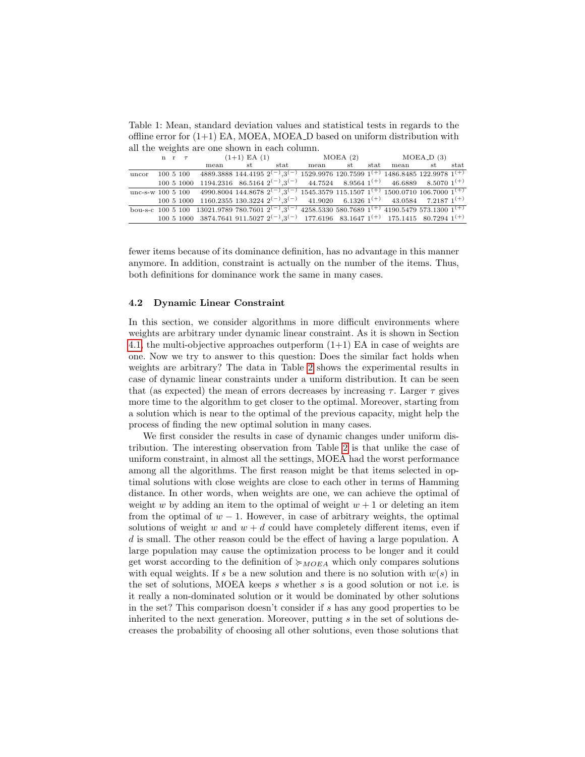Table 1: Mean, standard deviation values and statistical tests in regards to the offline error for (1+1) EA, MOEA, MOEA_D based on uniform distribution with all the weights are one shown in each column.

| | n | r | $\tau$ | (1+1) EA (1) | | | MOEA (2) | | | MOEA_D (3) | | |
|---|---|---|---|---|---|---|---|---|---|---|---|---|
| | | | | mean | st | stat | mean | st | stat | mean | st | stat |
| uncor | 100 | 5 | 100 | 4889.3888 | 144.4195 | $2^{(-)},3^{(-)}$ | 1529.9976 | 120.7599 | $1^{(+)}$ | 1486.8485 | 122.9978 | $1^{(+)}$ |
| | 100 | 5 | 1000 | 1194.2316 | 86.5164 | $2^{(-)},3^{(-)}$ | 44.7524 | 8.9564 | $1^{(+)}$ | 46.6889 | 8.5070 | $1^{(+)}$ |
| unc-s-w | 100 | 5 | 100 | 4990.8004 | 144.8678 | $2^{(-)},3^{(-)}$ | 1545.3579 | 115.1507 | $1^{(+)}$ | 1500.0710 | 106.7000 | $1^{(+)}$ |
| | 100 | 5 | 1000 | 1160.2355 | 130.3224 | $2^{(-)},3^{(-)}$ | 41.9020 | 6.1326 | $1^{(+)}$ | 43.0584 | 7.2187 | $1^{(+)}$ |
| bou-s-c | 100 | 5 | 100 | 13021.9789 | 780.7601 | $2^{(-)},3^{(-)}$ | 4258.5330 | 580.7689 | $1^{(+)}$ | 4190.5479 | 573.1300 | $1^{(+)}$ |
| | 100 | 5 | 1000 | 3874.7641 | 911.5027 | $2^{(-)},3^{(-)}$ | 177.6196 | 83.1647 | $1^{(+)}$ | 175.1415 | 80.7294 | $1^{(+)}$ |

fewer items because of its dominance definition, has no advantage in this manner anymore. In addition, constraint is actually on the number of the items. Thus, both definitions for dominance work the same in many cases.

### 4.2 Dynamic Linear Constraint

In this section, we consider algorithms in more difficult environments where weights are arbitrary under dynamic linear constraint. As it is shown in Section 4.1, the multi-objective approaches outperform (1+1) EA in case of weights are one. Now we try to answer to this question: Does the similar fact holds when weights are arbitrary? The data in Table 2 shows the experimental results in case of dynamic linear constraints under a uniform distribution. It can be seen that (as expected) the mean of errors decreases by increasing $\tau$. Larger $\tau$ gives more time to the algorithm to get closer to the optimal. Moreover, starting from a solution which is near to the optimal of the previous capacity, might help the process of finding the new optimal solution in many cases.

We first consider the results in case of dynamic changes under uniform distribution. The interesting observation from Table 2 is that unlike the case of uniform constraint, in almost all the settings, MOEA had the worst performance among all the algorithms. The first reason might be that items selected in optimal solutions with close weights are close to each other in terms of Hamming distance. In other words, when weights are one, we can achieve the optimal of weight $w$ by adding an item to the optimal of weight $w+1$ or deleting an item from the optimal of $w-1$. However, in case of arbitrary weights, the optimal solutions of weight $w$ and $w+d$ could have completely different items, even if $d$ is small. The other reason could be the effect of having a large population. A large population may cause the optimization process to be longer and it could get worst according to the definition of $\succcurlyeq_{MOEA}$ which only compares solutions with equal weights. If $s$ be a new solution and there is no solution with $w(s)$ in the set of solutions, MOEA keeps $s$ whether $s$ is a good solution or not i.e. is it really a non-dominated solution or it would be dominated by other solutions in the set? This comparison doesn't consider if $s$ has any good properties to be inherited to the next generation. Moreover, putting $s$ in the set of solutions decreases the probability of choosing all other solutions, even those solutions that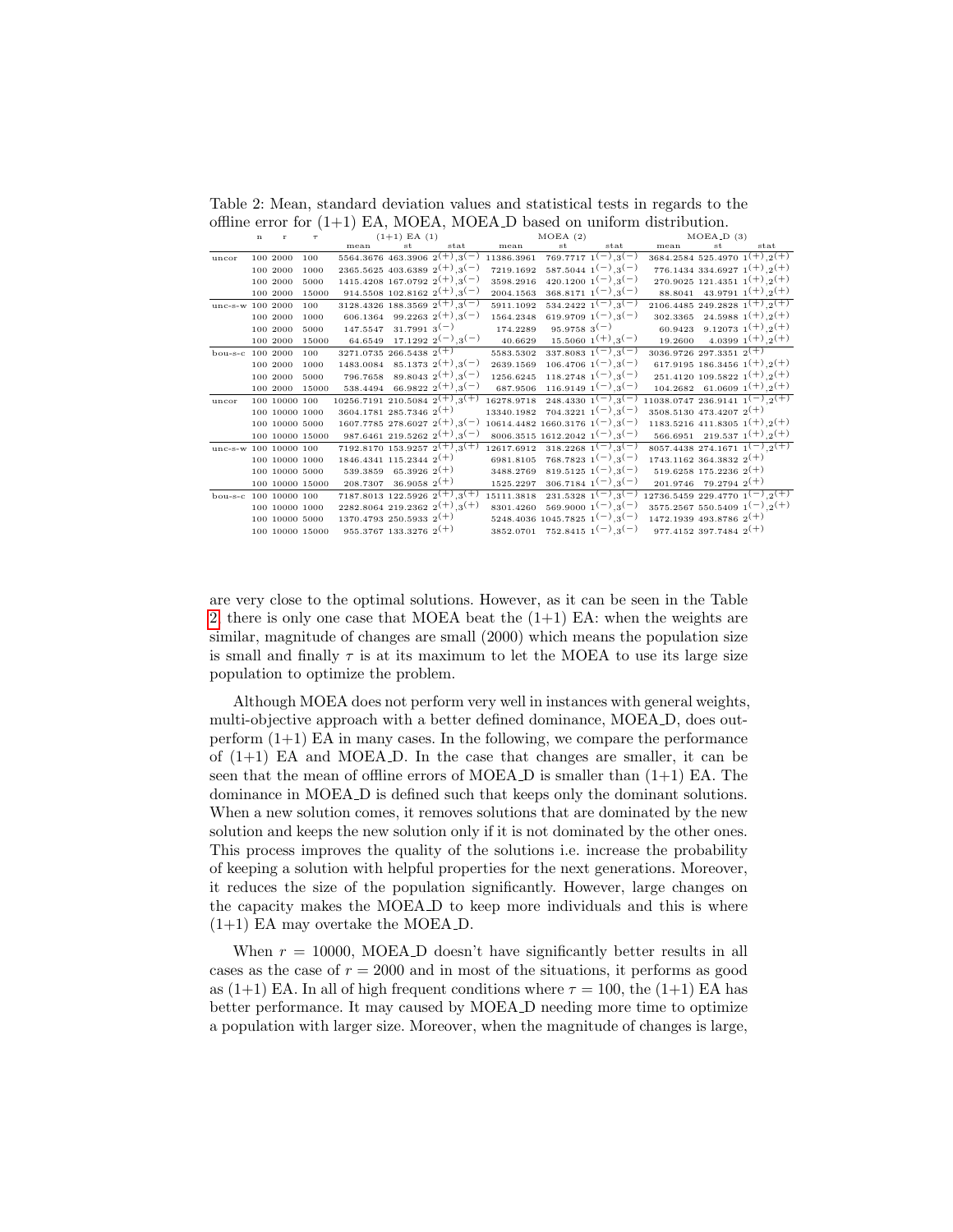Table 2: Mean, standard deviation values and statistical tests in regards to the offline error for (1+1) EA, MOEA, MOEA_D based on uniform distribution.

|  | n | r | $\tau$ | (1+1) EA (1) |  |  | MOEA (2) |  |  | MOEA_D (3) |  |  |
|---|---|---|---|---|---|---|---|---|---|---|---|---|
|  |  |  |  | mean | st | stat | mean | st | stat | mean | st | stat |
| uncor | 100 | 2000 | 100 | 5564.3676 | 463.3906 | $2^{(+)},3^{(-)}$ | 11386.3961 | 769.7717 | $1^{(-)},3^{(-)}$ | 3684.2584 | 525.4970 | $1^{(+)},2^{(+)}$ |
|  | 100 | 2000 | 1000 | 2365.5625 | 403.6389 | $2^{(+)},3^{(-)}$ | 7219.1692 | 587.5044 | $1^{(-)},3^{(-)}$ | 776.1434 | 334.6927 | $1^{(+)},2^{(+)}$ |
|  | 100 | 2000 | 5000 | 1415.4208 | 167.0792 | $2^{(+)},3^{(-)}$ | 3598.2916 | 420.1200 | $1^{(-)},3^{(-)}$ | 270.9025 | 121.4351 | $1^{(+)},2^{(+)}$ |
|  | 100 | 2000 | 15000 | 914.5508 | 102.8162 | $2^{(+)},3^{(-)}$ | 2004.1563 | 368.8171 | $1^{(-)},3^{(-)}$ | 88.8041 | 43.9791 | $1^{(+)},2^{(+)}$ |
| unc-s-w | 100 | 2000 | 100 | 3128.4326 | 188.3569 | $2^{(+)},3^{(-)}$ | 5911.1092 | 534.2422 | $1^{(-)},3^{(-)}$ | 2106.4485 | 249.2828 | $1^{(+)},2^{(+)}$ |
|  | 100 | 2000 | 1000 | 606.1364 | 99.2263 | $2^{(+)},3^{(-)}$ | 1564.2348 | 619.9709 | $1^{(-)},3^{(-)}$ | 302.3365 | 24.5988 | $1^{(+)},2^{(+)}$ |
|  | 100 | 2000 | 5000 | 147.5547 | 31.7991 | $3^{(-)}$ | 174.2289 | 95.9758 | $3^{(-)}$ | 60.9423 | 9.12073 | $1^{(+)},2^{(+)}$ |
|  | 100 | 2000 | 15000 | 64.6549 | 17.1292 | $2^{(-)},3^{(-)}$ | 40.6629 | 15.5060 | $1^{(+)},3^{(-)}$ | 19.2600 | 4.0399 | $1^{(+)},2^{(+)}$ |
| bou-s-c | 100 | 2000 | 100 | 3271.0735 | 266.5438 | $2^{(+)}$ | 5583.5302 | 337.8083 | $1^{(-)},3^{(-)}$ | 3036.9726 | 297.3351 | $2^{(+)}$ |
|  | 100 | 2000 | 1000 | 1483.0084 | 85.1373 | $2^{(+)},3^{(-)}$ | 2639.1569 | 106.4706 | $1^{(-)},3^{(-)}$ | 617.9195 | 186.3456 | $1^{(+)},2^{(+)}$ |
|  | 100 | 2000 | 5000 | 796.7658 | 89.8043 | $2^{(+)},3^{(-)}$ | 1256.6245 | 118.2748 | $1^{(-)},3^{(-)}$ | 251.4120 | 109.5822 | $1^{(+)},2^{(+)}$ |
|  | 100 | 2000 | 15000 | 538.4494 | 66.9822 | $2^{(+)},3^{(-)}$ | 687.9506 | 116.9149 | $1^{(-)},3^{(-)}$ | 104.2682 | 61.0609 | $1^{(+)},2^{(+)}$ |
| uncor | 100 | 10000 | 100 | 10256.7191 | 210.5084 | $2^{(+)},3^{(+)}$ | 16278.9718 | 248.4330 | $1^{(-)},3^{(-)}$ | 11038.0747 | 236.9141 | $1^{(-)},2^{(+)}$ |
|  | 100 | 10000 | 1000 | 3604.1781 | 285.7346 | $2^{(+)}$ | 13340.1982 | 704.3221 | $1^{(-)},3^{(-)}$ | 3508.5130 | 473.4207 | $2^{(+)}$ |
|  | 100 | 10000 | 5000 | 1607.7785 | 278.6027 | $2^{(+)},3^{(-)}$ | 10614.4482 | 1660.3176 | $1^{(-)},3^{(-)}$ | 1183.5216 | 411.8305 | $1^{(+)},2^{(+)}$ |
|  | 100 | 10000 | 15000 | 987.6461 | 219.5262 | $2^{(+)},3^{(-)}$ | 8006.3515 | 1612.2042 | $1^{(-)},3^{(-)}$ | 566.6951 | 219.537 | $1^{(+)},2^{(+)}$ |
| unc-s-w | 100 | 10000 | 100 | 7192.8170 | 153.9257 | $2^{(+)},3^{(+)}$ | 12617.6912 | 318.2268 | $1^{(-)},3^{(-)}$ | 8057.4438 | 274.1671 | $1^{(-)},2^{(+)}$ |
|  | 100 | 10000 | 1000 | 1846.4341 | 115.2344 | $2^{(+)}$ | 6981.8105 | 768.7823 | $1^{(-)},3^{(-)}$ | 1743.1162 | 364.3832 | $2^{(+)}$ |
|  | 100 | 10000 | 5000 | 539.3859 | 65.3926 | $2^{(+)}$ | 3488.2769 | 819.5125 | $1^{(-)},3^{(-)}$ | 519.6258 | 115.2236 | $2^{(+)}$ |
|  | 100 | 10000 | 15000 | 208.7307 | 36.9058 | $2^{(+)}$ | 1525.2297 | 306.7184 | $1^{(-)},3^{(-)}$ | 201.9746 | 79.2794 | $2^{(+)}$ |
| bou-s-c | 100 | 10000 | 100 | 7187.8013 | 122.5926 | $2^{(+)},3^{(+)}$ | 15111.3818 | 231.5328 | $1^{(-)},3^{(-)}$ | 12736.5459 | 229.4770 | $1^{(-)},2^{(+)}$ |
|  | 100 | 10000 | 1000 | 2282.8064 | 219.2362 | $2^{(+)},3^{(+)}$ | 8301.4260 | 569.9000 | $1^{(-)},3^{(-)}$ | 3575.2567 | 550.5409 | $1^{(-)},2^{(+)}$ |
|  | 100 | 10000 | 5000 | 1370.4793 | 250.5933 | $2^{(+)}$ | 5248.4036 | 1045.7825 | $1^{(-)},3^{(-)}$ | 1472.1939 | 493.8786 | $2^{(+)}$ |
|  | 100 | 10000 | 15000 | 955.3767 | 133.3276 | $2^{(+)}$ | 3852.0701 | 752.8415 | $1^{(-)},3^{(-)}$ | 977.4152 | 397.7484 | $2^{(+)}$ |

are very close to the optimal solutions. However, as it can be seen in the Table 2, there is only one case that MOEA beat the (1+1) EA: when the weights are similar, magnitude of changes are small (2000) which means the population size is small and finally $\tau$ is at its maximum to let the MOEA to use its large size population to optimize the problem.

Although MOEA does not perform very well in instances with general weights, multi-objective approach with a better defined dominance, MOEA_D, does outperform (1+1) EA in many cases. In the following, we compare the performance of (1+1) EA and MOEA_D. In the case that changes are smaller, it can be seen that the mean of offline errors of MOEA_D is smaller than (1+1) EA. The dominance in MOEA_D is defined such that keeps only the dominant solutions. When a new solution comes, it removes solutions that are dominated by the new solution and keeps the new solution only if it is not dominated by the other ones. This process improves the quality of the solutions i.e. increase the probability of keeping a solution with helpful properties for the next generations. Moreover, it reduces the size of the population significantly. However, large changes on the capacity makes the MOEA_D to keep more individuals and this is where (1+1) EA may overtake the MOEA_D.

When $r = 10000$, MOEA_D doesn't have significantly better results in all cases as the case of $r = 2000$ and in most of the situations, it performs as good as (1+1) EA. In all of high frequent conditions where $\tau = 100$, the (1+1) EA has better performance. It may caused by MOEA_D needing more time to optimize a population with larger size. Moreover, when the magnitude of changes is large,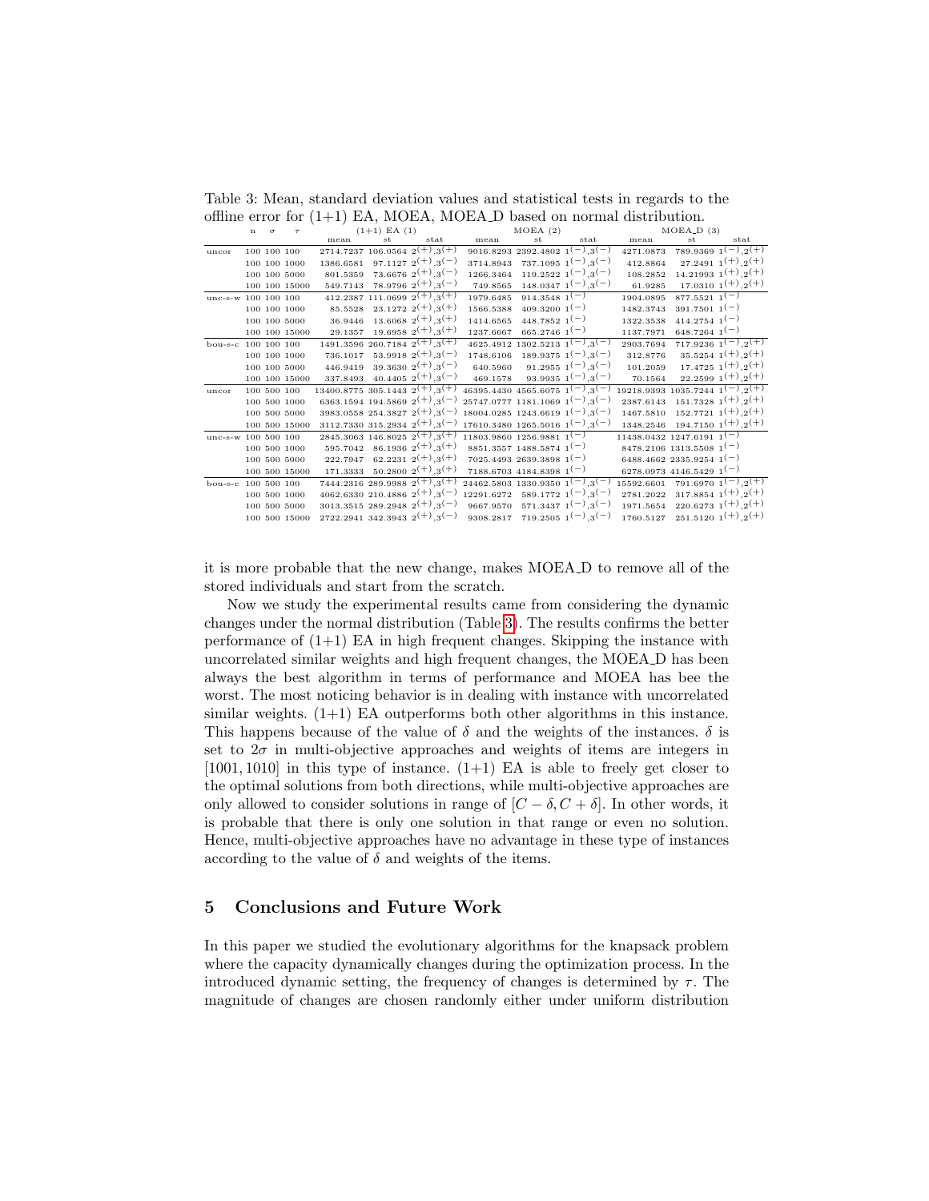Table 3: Mean, standard deviation values and statistical tests in regards to the offline error for (1+1) EA, MOEA, MOEA_D based on normal distribution.

| | n | $\sigma$ | $\tau$ | (1+1) EA (1) | | | MOEA (2) | | | MOEA_D (3) | | |
|---|---|---|---|---|---|---|---|---|---|---|---|---|
| | | | | mean | st | stat | mean | st | stat | mean | st | stat |
| uncor | 100 | 100 | 100 | 2714.7237 | 106.0564 | $2^{(+)},3^{(+)}$ | 9016.8293 | 2392.4802 | $1^{(-)},3^{(-)}$ | 4271.0873 | 789.9369 | $1^{(-)},2^{(+)}$ |
| | 100 | 100 | 1000 | 1386.6581 | 97.1127 | $2^{(+)},3^{(-)}$ | 3714.8943 | 737.1095 | $1^{(-)},3^{(-)}$ | 412.8864 | 27.2491 | $1^{(+)},2^{(+)}$ |
| | 100 | 100 | 5000 | 801.5359 | 73.6676 | $2^{(+)},3^{(-)}$ | 1266.3464 | 119.2522 | $1^{(-)},3^{(-)}$ | 108.2852 | 14.21993 | $1^{(+)},2^{(+)}$ |
| | 100 | 100 | 15000 | 549.7143 | 78.9796 | $2^{(+)},3^{(-)}$ | 749.8565 | 148.0347 | $1^{(-)},3^{(-)}$ | 61.9285 | 17.0310 | $1^{(+)},2^{(+)}$ |
| unc-s-w | 100 | 100 | 100 | 412.2387 | 111.0699 | $2^{(+)},3^{(+)}$ | 1979.6485 | 914.3548 | $1^{(-)}$ | 1904.0895 | 877.5521 | $1^{(-)}$ |
| | 100 | 100 | 1000 | 85.5528 | 23.1272 | $2^{(+)},3^{(+)}$ | 1566.5388 | 409.3200 | $1^{(-)}$ | 1482.3743 | 391.7501 | $1^{(-)}$ |
| | 100 | 100 | 5000 | 36.9446 | 13.6068 | $2^{(+)},3^{(+)}$ | 1414.6565 | 448.7852 | $1^{(-)}$ | 1322.3538 | 414.2754 | $1^{(-)}$ |
| | 100 | 100 | 15000 | 29.1357 | 19.6958 | $2^{(+)},3^{(+)}$ | 1237.6667 | 665.2746 | $1^{(-)}$ | 1137.7971 | 648.7264 | $1^{(-)}$ |
| bou-s-c | 100 | 100 | 100 | 1491.3596 | 260.7184 | $2^{(+)},3^{(+)}$ | 4625.4912 | 1302.5213 | $1^{(-)},3^{(-)}$ | 2903.7694 | 717.9236 | $1^{(-)},2^{(+)}$ |
| | 100 | 100 | 1000 | 736.1017 | 53.9918 | $2^{(+)},3^{(-)}$ | 1748.6106 | 189.9375 | $1^{(-)},3^{(-)}$ | 312.8776 | 35.5254 | $1^{(+)},2^{(+)}$ |
| | 100 | 100 | 5000 | 446.9419 | 39.3630 | $2^{(+)},3^{(-)}$ | 640.5960 | 91.2955 | $1^{(-)},3^{(-)}$ | 101.2059 | 17.4725 | $1^{(+)},2^{(+)}$ |
| | 100 | 100 | 15000 | 337.8493 | 40.4405 | $2^{(+)},3^{(-)}$ | 469.1578 | 93.9935 | $1^{(-)},3^{(-)}$ | 70.1564 | 22.2599 | $1^{(+)},2^{(+)}$ |
| uncor | 100 | 500 | 100 | 13400.8775 | 305.1443 | $2^{(+)},3^{(+)}$ | 46395.4430 | 4565.6075 | $1^{(-)},3^{(-)}$ | 19218.9393 | 1035.7244 | $1^{(-)},2^{(+)}$ |
| | 100 | 500 | 1000 | 6363.1594 | 194.5869 | $2^{(+)},3^{(-)}$ | 25747.0777 | 1181.1069 | $1^{(-)},3^{(-)}$ | 2387.6143 | 151.7328 | $1^{(+)},2^{(+)}$ |
| | 100 | 500 | 5000 | 3983.0558 | 254.3827 | $2^{(+)},3^{(-)}$ | 18004.0285 | 1243.6619 | $1^{(-)},3^{(-)}$ | 1467.5810 | 152.7721 | $1^{(+)},2^{(+)}$ |
| | 100 | 500 | 15000 | 3112.7330 | 315.2934 | $2^{(+)},3^{(-)}$ | 17610.3480 | 1265.5016 | $1^{(-)},3^{(-)}$ | 1348.2546 | 194.7150 | $1^{(+)},2^{(+)}$ |
| unc-s-w | 100 | 500 | 100 | 2845.3063 | 146.8025 | $2^{(+)},3^{(+)}$ | 11803.9860 | 1256.9881 | $1^{(-)}$ | 11438.0432 | 1247.6191 | $1^{(-)}$ |
| | 100 | 500 | 1000 | 595.7042 | 86.1936 | $2^{(+)},3^{(+)}$ | 8851.3557 | 1488.5874 | $1^{(-)}$ | 8478.2106 | 1313.5508 | $1^{(-)}$ |
| | 100 | 500 | 5000 | 222.7947 | 62.2231 | $2^{(+)},3^{(+)}$ | 7025.4493 | 2639.3898 | $1^{(-)}$ | 6488.4662 | 2335.9254 | $1^{(-)}$ |
| | 100 | 500 | 15000 | 171.3333 | 50.2800 | $2^{(+)},3^{(+)}$ | 7188.6703 | 4184.8398 | $1^{(-)}$ | 6278.0973 | 4146.5429 | $1^{(-)}$ |
| bou-s-c | 100 | 500 | 100 | 7444.2316 | 289.9988 | $2^{(+)},3^{(+)}$ | 24462.5803 | 1330.9350 | $1^{(-)},3^{(-)}$ | 15592.6601 | 791.6970 | $1^{(-)},2^{(+)}$ |
| | 100 | 500 | 1000 | 4062.6330 | 210.4886 | $2^{(+)},3^{(-)}$ | 12291.6272 | 589.1772 | $1^{(-)},3^{(-)}$ | 2781.2022 | 317.8854 | $1^{(+)},2^{(+)}$ |
| | 100 | 500 | 5000 | 3013.3515 | 289.2948 | $2^{(+)},3^{(-)}$ | 9667.9570 | 571.3437 | $1^{(-)},3^{(-)}$ | 1971.5654 | 220.6273 | $1^{(+)},2^{(+)}$ |
| | 100 | 500 | 15000 | 2722.2941 | 342.3943 | $2^{(+)},3^{(-)}$ | 9308.2817 | 719.2505 | $1^{(-)},3^{(-)}$ | 1760.5127 | 251.5120 | $1^{(+)},2^{(+)}$ |

it is more probable that the new change, makes MOEA_D to remove all of the stored individuals and start from the scratch.

Now we study the experimental results came from considering the dynamic changes under the normal distribution (Table 3). The results confirms the better performance of (1+1) EA in high frequent changes. Skipping the instance with uncorrelated similar weights and high frequent changes, the MOEA_D has been always the best algorithm in terms of performance and MOEA has bee the worst. The most noticing behavior is in dealing with instance with uncorrelated similar weights. (1+1) EA outperforms both other algorithms in this instance. This happens because of the value of $\delta$ and the weights of the instances. $\delta$ is set to $2\sigma$ in multi-objective approaches and weights of items are integers in $[1001, 1010]$ in this type of instance. (1+1) EA is able to freely get closer to the optimal solutions from both directions, while multi-objective approaches are only allowed to consider solutions in range of $[C - \delta, C + \delta]$. In other words, it is probable that there is only one solution in that range or even no solution. Hence, multi-objective approaches have no advantage in these type of instances according to the value of $\delta$ and weights of the items.

## 5 Conclusions and Future Work

In this paper we studied the evolutionary algorithms for the knapsack problem where the capacity dynamically changes during the optimization process. In the introduced dynamic setting, the frequency of changes is determined by $\tau$. The magnitude of changes are chosen randomly either under uniform distribution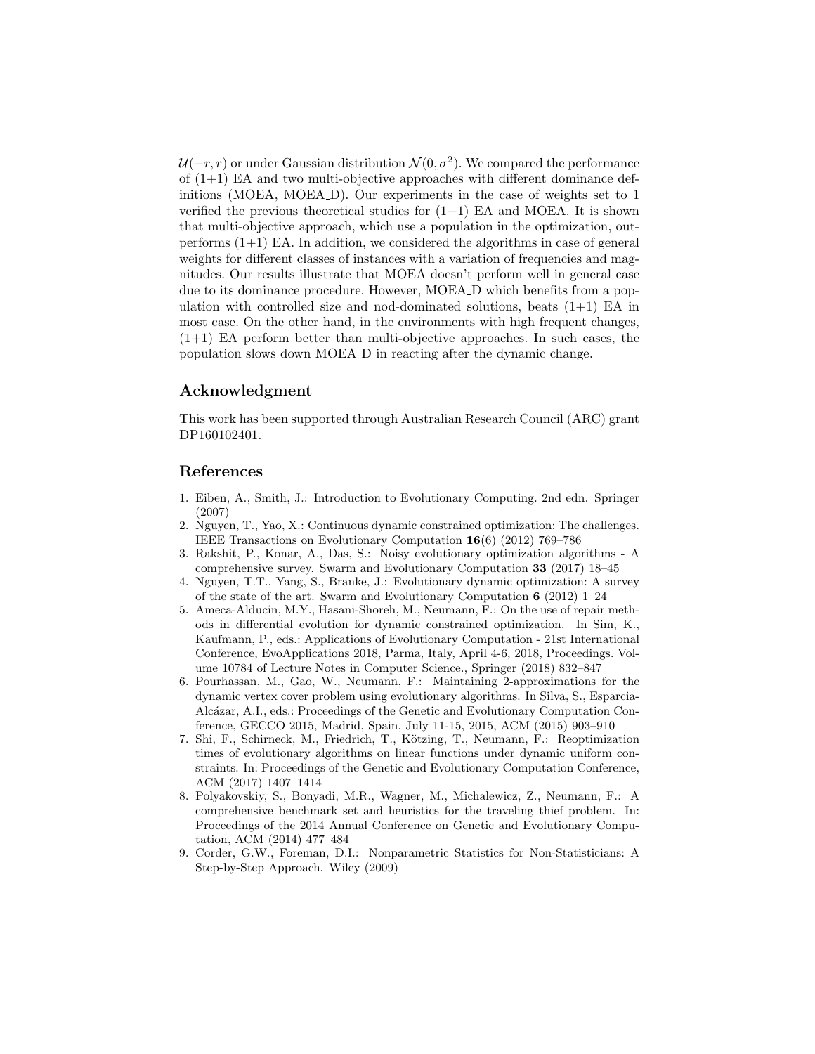$\mathcal{U}(-r, r)$ or under Gaussian distribution $\mathcal{N}(0, \sigma^2)$. We compared the performance of (1+1) EA and two multi-objective approaches with different dominance definitions (MOEA, MOEA_D). Our experiments in the case of weights set to 1 verified the previous theoretical studies for (1+1) EA and MOEA. It is shown that multi-objective approach, which use a population in the optimization, outperforms (1+1) EA. In addition, we considered the algorithms in case of general weights for different classes of instances with a variation of frequencies and magnitudes. Our results illustrate that MOEA doesn't perform well in general case due to its dominance procedure. However, MOEA_D which benefits from a population with controlled size and nod-dominated solutions, beats (1+1) EA in most case. On the other hand, in the environments with high frequent changes, (1+1) EA perform better than multi-objective approaches. In such cases, the population slows down MOEA_D in reacting after the dynamic change.

## Acknowledgment

This work has been supported through Australian Research Council (ARC) grant DP160102401.

## References

1. Eiben, A., Smith, J.: Introduction to Evolutionary Computing. 2nd edn. Springer (2007)
2. Nguyen, T., Yao, X.: Continuous dynamic constrained optimization: The challenges. IEEE Transactions on Evolutionary Computation **16**(6) (2012) 769–786
3. Rakshit, P., Konar, A., Das, S.: Noisy evolutionary optimization algorithms - A comprehensive survey. Swarm and Evolutionary Computation **33** (2017) 18–45
4. Nguyen, T.T., Yang, S., Branke, J.: Evolutionary dynamic optimization: A survey of the state of the art. Swarm and Evolutionary Computation **6** (2012) 1–24
5. Ameca-Alducin, M.Y., Hasani-Shoreh, M., Neumann, F.: On the use of repair methods in differential evolution for dynamic constrained optimization. In Sim, K., Kaufmann, P., eds.: Applications of Evolutionary Computation - 21st International Conference, EvoApplications 2018, Parma, Italy, April 4-6, 2018, Proceedings. Volume 10784 of Lecture Notes in Computer Science., Springer (2018) 832–847
6. Pourhassan, M., Gao, W., Neumann, F.: Maintaining 2-approximations for the dynamic vertex cover problem using evolutionary algorithms. In Silva, S., Esparcia-Alcázar, A.I., eds.: Proceedings of the Genetic and Evolutionary Computation Conference, GECCO 2015, Madrid, Spain, July 11-15, 2015, ACM (2015) 903–910
7. Shi, F., Schirneck, M., Friedrich, T., Kötzing, T., Neumann, F.: Reoptimization times of evolutionary algorithms on linear functions under dynamic uniform constraints. In: Proceedings of the Genetic and Evolutionary Computation Conference, ACM (2017) 1407–1414
8. Polyakovskiy, S., Bonyadi, M.R., Wagner, M., Michalewicz, Z., Neumann, F.: A comprehensive benchmark set and heuristics for the traveling thief problem. In: Proceedings of the 2014 Annual Conference on Genetic and Evolutionary Computation, ACM (2014) 477–484
9. Corder, G.W., Foreman, D.I.: Nonparametric Statistics for Non-Statisticians: A Step-by-Step Approach. Wiley (2009)